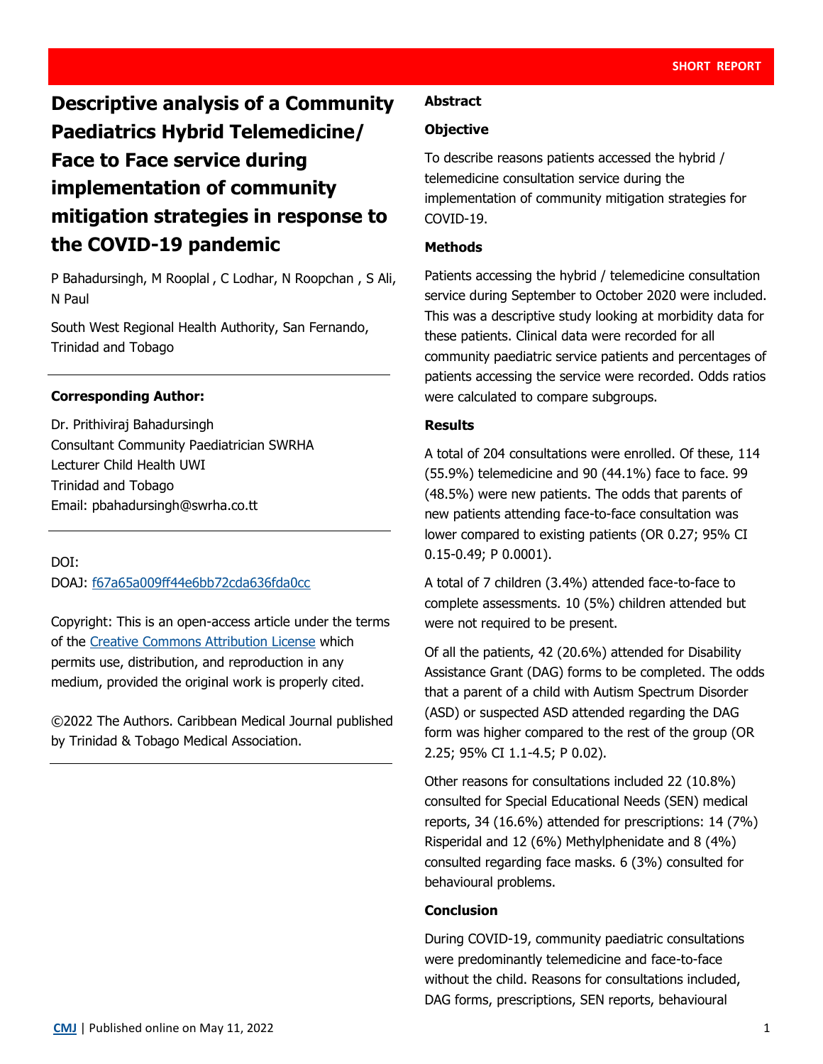SHORT REPORT

# Descriptive analysis of a Community Paediatrics Hybrid Telemedicine/ Face to Face service during implementation of community mitigation strategies in response to the COVID-19 pandemic

P Bahadursingh, M Rooplal , C Lodhar, N Roopchan , S Ali, N Paul

South West Regional Health Authority, San Fernando, Trinidad and Tobago

**Corresponding Author:**

Dr. Prithiviraj Bahadursingh
Consultant Community Paediatrician SWRHA
Lecturer Child Health UWI
Trinidad and Tobago
Email: pbahadursingh@swrha.co.tt

DOI:
DOAJ: f67a65a009ff44e6bb72cda636fda0cc

Copyright: This is an open-access article under the terms of the Creative Commons Attribution License which permits use, distribution, and reproduction in any medium, provided the original work is properly cited.

©2022 The Authors. Caribbean Medical Journal published by Trinidad & Tobago Medical Association.

## Abstract

### Objective

To describe reasons patients accessed the hybrid / telemedicine consultation service during the implementation of community mitigation strategies for COVID-19.

### Methods

Patients accessing the hybrid / telemedicine consultation service during September to October 2020 were included. This was a descriptive study looking at morbidity data for these patients. Clinical data were recorded for all community paediatric service patients and percentages of patients accessing the service were recorded. Odds ratios were calculated to compare subgroups.

### Results

A total of 204 consultations were enrolled. Of these, 114 (55.9%) telemedicine and 90 (44.1%) face to face. 99 (48.5%) were new patients. The odds that parents of new patients attending face-to-face consultation was lower compared to existing patients (OR 0.27; 95% CI 0.15-0.49; P 0.0001).

A total of 7 children (3.4%) attended face-to-face to complete assessments. 10 (5%) children attended but were not required to be present.

Of all the patients, 42 (20.6%) attended for Disability Assistance Grant (DAG) forms to be completed. The odds that a parent of a child with Autism Spectrum Disorder (ASD) or suspected ASD attended regarding the DAG form was higher compared to the rest of the group (OR 2.25; 95% CI 1.1-4.5; P 0.02).

Other reasons for consultations included 22 (10.8%) consulted for Special Educational Needs (SEN) medical reports, 34 (16.6%) attended for prescriptions: 14 (7%) Risperidal and 12 (6%) Methylphenidate and 8 (4%) consulted regarding face masks. 6 (3%) consulted for behavioural problems.

### Conclusion

During COVID-19, community paediatric consultations were predominantly telemedicine and face-to-face without the child. Reasons for consultations included, DAG forms, prescriptions, SEN reports, behavioural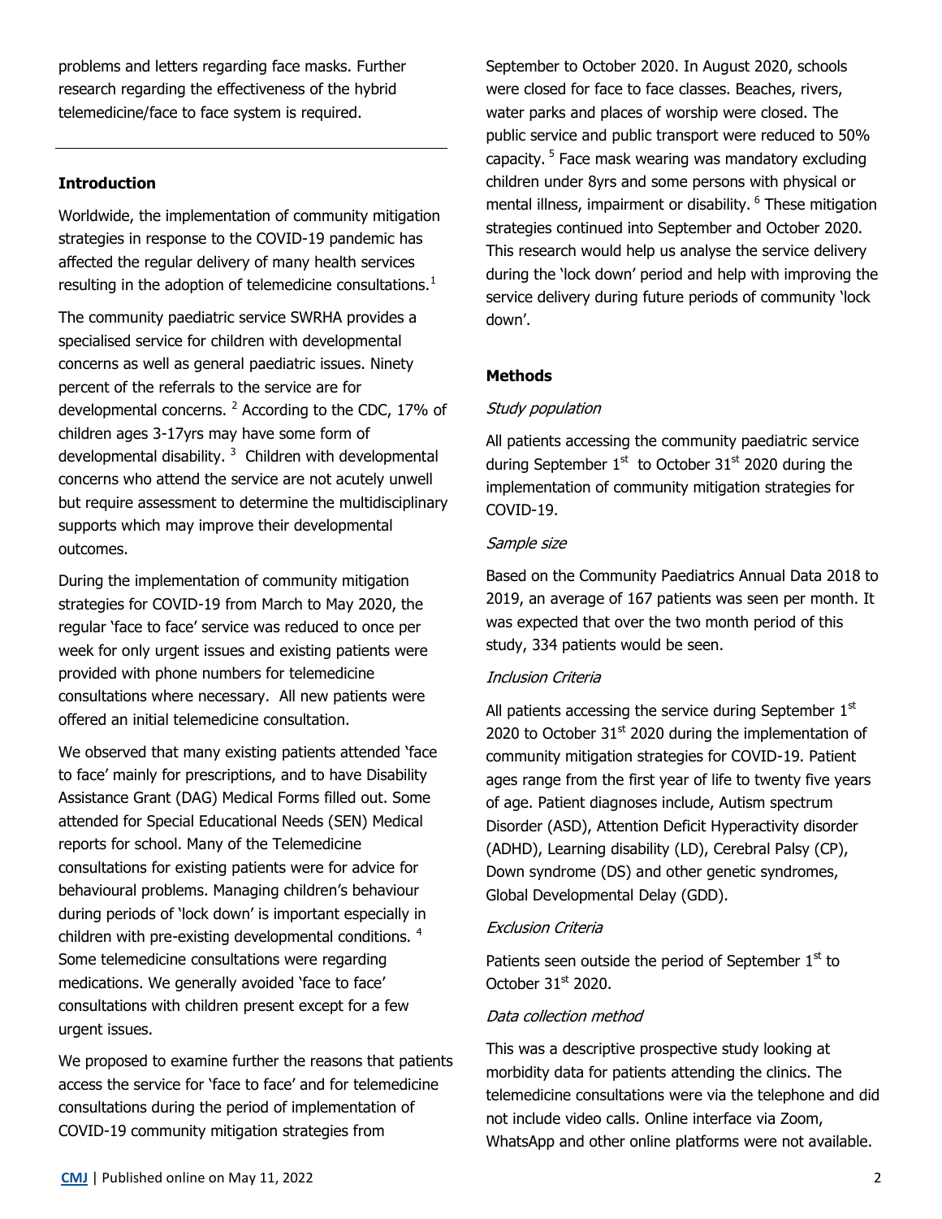problems and letters regarding face masks. Further research regarding the effectiveness of the hybrid telemedicine/face to face system is required.

## Introduction

Worldwide, the implementation of community mitigation strategies in response to the COVID-19 pandemic has affected the regular delivery of many health services resulting in the adoption of telemedicine consultations.[1]

The community paediatric service SWRHA provides a specialised service for children with developmental concerns as well as general paediatric issues. Ninety percent of the referrals to the service are for developmental concerns. [2] According to the CDC, 17% of children ages 3-17yrs may have some form of developmental disability. [3] Children with developmental concerns who attend the service are not acutely unwell but require assessment to determine the multidisciplinary supports which may improve their developmental outcomes.

During the implementation of community mitigation strategies for COVID-19 from March to May 2020, the regular 'face to face' service was reduced to once per week for only urgent issues and existing patients were provided with phone numbers for telemedicine consultations where necessary. All new patients were offered an initial telemedicine consultation.

We observed that many existing patients attended 'face to face' mainly for prescriptions, and to have Disability Assistance Grant (DAG) Medical Forms filled out. Some attended for Special Educational Needs (SEN) Medical reports for school. Many of the Telemedicine consultations for existing patients were for advice for behavioural problems. Managing children's behaviour during periods of 'lock down' is important especially in children with pre-existing developmental conditions. [4] Some telemedicine consultations were regarding medications. We generally avoided 'face to face' consultations with children present except for a few urgent issues.

We proposed to examine further the reasons that patients access the service for 'face to face' and for telemedicine consultations during the period of implementation of COVID-19 community mitigation strategies from September to October 2020. In August 2020, schools were closed for face to face classes. Beaches, rivers, water parks and places of worship were closed. The public service and public transport were reduced to 50% capacity. [5] Face mask wearing was mandatory excluding children under 8yrs and some persons with physical or mental illness, impairment or disability. [6] These mitigation strategies continued into September and October 2020. This research would help us analyse the service delivery during the 'lock down' period and help with improving the service delivery during future periods of community 'lock down'.

## Methods

### *Study population*

All patients accessing the community paediatric service during September 1st to October 31st 2020 during the implementation of community mitigation strategies for COVID-19.

### *Sample size*

Based on the Community Paediatrics Annual Data 2018 to 2019, an average of 167 patients was seen per month. It was expected that over the two month period of this study, 334 patients would be seen.

### *Inclusion Criteria*

All patients accessing the service during September 1st 2020 to October 31st 2020 during the implementation of community mitigation strategies for COVID-19. Patient ages range from the first year of life to twenty five years of age. Patient diagnoses include, Autism spectrum Disorder (ASD), Attention Deficit Hyperactivity disorder (ADHD), Learning disability (LD), Cerebral Palsy (CP), Down syndrome (DS) and other genetic syndromes, Global Developmental Delay (GDD).

### *Exclusion Criteria*

Patients seen outside the period of September 1st to October 31st 2020.

### *Data collection method*

This was a descriptive prospective study looking at morbidity data for patients attending the clinics. The telemedicine consultations were via the telephone and did not include video calls. Online interface via Zoom, WhatsApp and other online platforms were not available.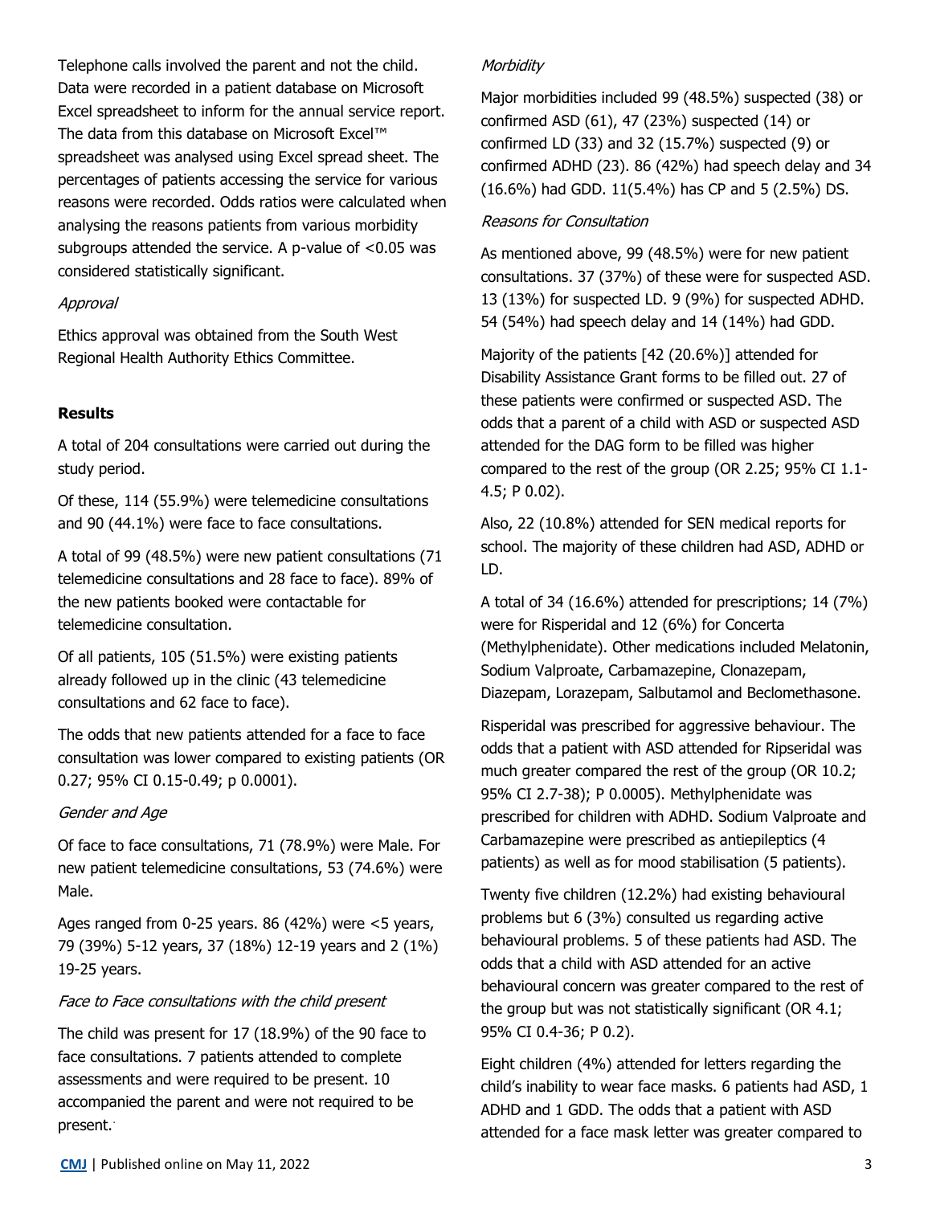Telephone calls involved the parent and not the child. Data were recorded in a patient database on Microsoft Excel spreadsheet to inform for the annual service report. The data from this database on Microsoft Excel™ spreadsheet was analysed using Excel spread sheet. The percentages of patients accessing the service for various reasons were recorded. Odds ratios were calculated when analysing the reasons patients from various morbidity subgroups attended the service. A p-value of <0.05 was considered statistically significant.

*Approval*

Ethics approval was obtained from the South West Regional Health Authority Ethics Committee.

**Results**

A total of 204 consultations were carried out during the study period.

Of these, 114 (55.9%) were telemedicine consultations and 90 (44.1%) were face to face consultations.

A total of 99 (48.5%) were new patient consultations (71 telemedicine consultations and 28 face to face). 89% of the new patients booked were contactable for telemedicine consultation.

Of all patients, 105 (51.5%) were existing patients already followed up in the clinic (43 telemedicine consultations and 62 face to face).

The odds that new patients attended for a face to face consultation was lower compared to existing patients (OR 0.27; 95% CI 0.15-0.49; p 0.0001).

*Gender and Age*

Of face to face consultations, 71 (78.9%) were Male. For new patient telemedicine consultations, 53 (74.6%) were Male.

Ages ranged from 0-25 years. 86 (42%) were <5 years, 79 (39%) 5-12 years, 37 (18%) 12-19 years and 2 (1%) 19-25 years.

*Face to Face consultations with the child present*

The child was present for 17 (18.9%) of the 90 face to face consultations. 7 patients attended to complete assessments and were required to be present. 10 accompanied the parent and were not required to be present.

*Morbidity*

Major morbidities included 99 (48.5%) suspected (38) or confirmed ASD (61), 47 (23%) suspected (14) or confirmed LD (33) and 32 (15.7%) suspected (9) or confirmed ADHD (23). 86 (42%) had speech delay and 34 (16.6%) had GDD. 11(5.4%) has CP and 5 (2.5%) DS.

*Reasons for Consultation*

As mentioned above, 99 (48.5%) were for new patient consultations. 37 (37%) of these were for suspected ASD. 13 (13%) for suspected LD. 9 (9%) for suspected ADHD. 54 (54%) had speech delay and 14 (14%) had GDD.

Majority of the patients [42 (20.6%)] attended for Disability Assistance Grant forms to be filled out. 27 of these patients were confirmed or suspected ASD. The odds that a parent of a child with ASD or suspected ASD attended for the DAG form to be filled was higher compared to the rest of the group (OR 2.25; 95% CI 1.1-4.5; P 0.02).

Also, 22 (10.8%) attended for SEN medical reports for school. The majority of these children had ASD, ADHD or LD.

A total of 34 (16.6%) attended for prescriptions; 14 (7%) were for Risperidal and 12 (6%) for Concerta (Methylphenidate). Other medications included Melatonin, Sodium Valproate, Carbamazepine, Clonazepam, Diazepam, Lorazepam, Salbutamol and Beclomethasone.

Risperidal was prescribed for aggressive behaviour. The odds that a patient with ASD attended for Ripseridal was much greater compared the rest of the group (OR 10.2; 95% CI 2.7-38); P 0.0005). Methylphenidate was prescribed for children with ADHD. Sodium Valproate and Carbamazepine were prescribed as antiepileptics (4 patients) as well as for mood stabilisation (5 patients).

Twenty five children (12.2%) had existing behavioural problems but 6 (3%) consulted us regarding active behavioural problems. 5 of these patients had ASD. The odds that a child with ASD attended for an active behavioural concern was greater compared to the rest of the group but was not statistically significant (OR 4.1; 95% CI 0.4-36; P 0.2).

Eight children (4%) attended for letters regarding the child's inability to wear face masks. 6 patients had ASD, 1 ADHD and 1 GDD. The odds that a patient with ASD attended for a face mask letter was greater compared to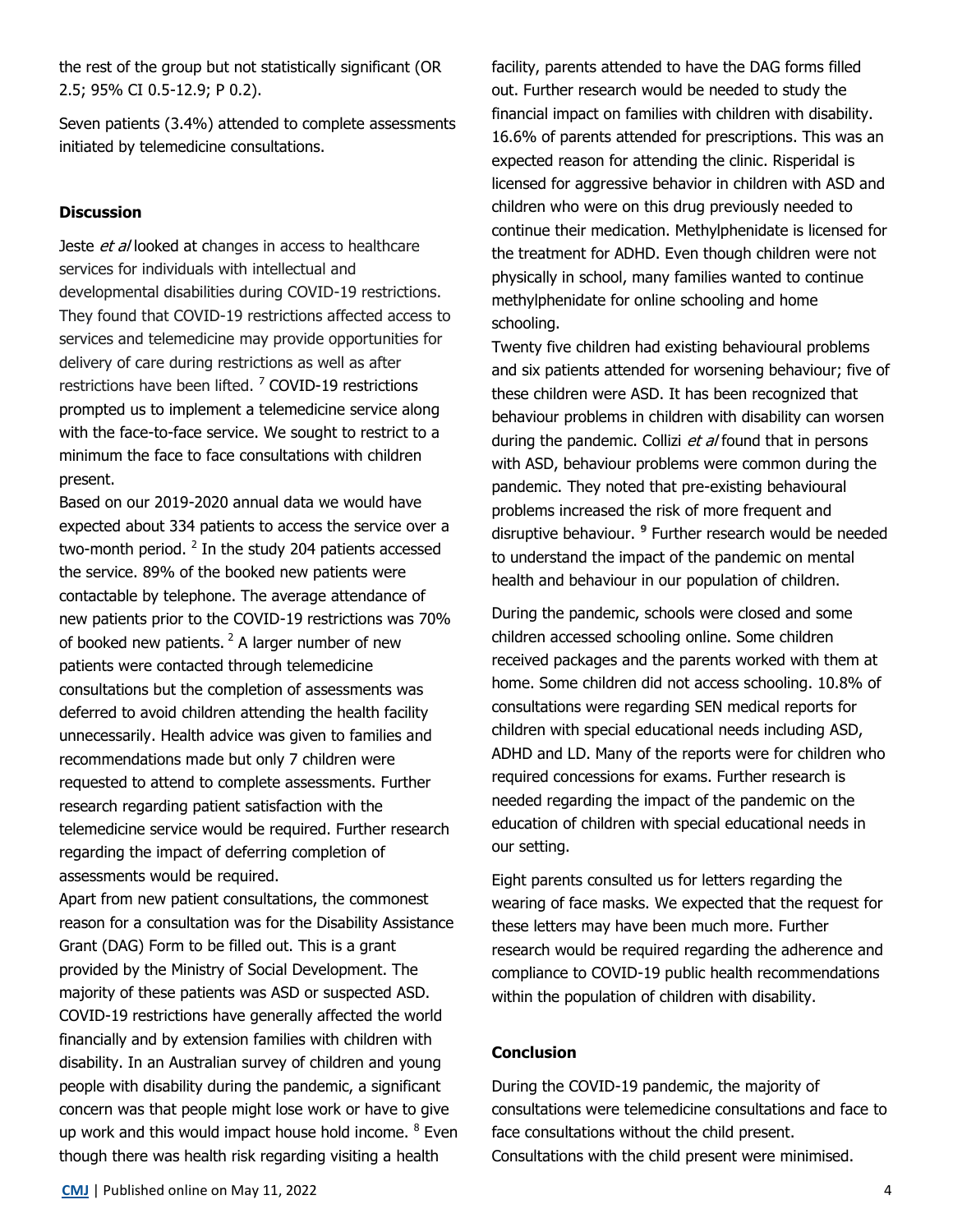the rest of the group but not statistically significant (OR 2.5; 95% CI 0.5-12.9; P 0.2).

Seven patients (3.4%) attended to complete assessments initiated by telemedicine consultations.

## Discussion

Jeste *et al* looked at changes in access to healthcare services for individuals with intellectual and developmental disabilities during COVID-19 restrictions. They found that COVID-19 restrictions affected access to services and telemedicine may provide opportunities for delivery of care during restrictions as well as after restrictions have been lifted. [7] COVID-19 restrictions prompted us to implement a telemedicine service along with the face-to-face service. We sought to restrict to a minimum the face to face consultations with children present.

Based on our 2019-2020 annual data we would have expected about 334 patients to access the service over a two-month period. [2] In the study 204 patients accessed the service. 89% of the booked new patients were contactable by telephone. The average attendance of new patients prior to the COVID-19 restrictions was 70% of booked new patients. [2] A larger number of new patients were contacted through telemedicine consultations but the completion of assessments was deferred to avoid children attending the health facility unnecessarily. Health advice was given to families and recommendations made but only 7 children were requested to attend to complete assessments. Further research regarding patient satisfaction with the telemedicine service would be required. Further research regarding the impact of deferring completion of assessments would be required.

Apart from new patient consultations, the commonest reason for a consultation was for the Disability Assistance Grant (DAG) Form to be filled out. This is a grant provided by the Ministry of Social Development. The majority of these patients was ASD or suspected ASD. COVID-19 restrictions have generally affected the world financially and by extension families with children with disability. In an Australian survey of children and young people with disability during the pandemic, a significant concern was that people might lose work or have to give up work and this would impact house hold income. [8] Even though there was health risk regarding visiting a health facility, parents attended to have the DAG forms filled out. Further research would be needed to study the financial impact on families with children with disability. 16.6% of parents attended for prescriptions. This was an expected reason for attending the clinic. Risperidal is licensed for aggressive behavior in children with ASD and children who were on this drug previously needed to continue their medication. Methylphenidate is licensed for the treatment for ADHD. Even though children were not physically in school, many families wanted to continue methylphenidate for online schooling and home schooling.

Twenty five children had existing behavioural problems and six patients attended for worsening behaviour; five of these children were ASD. It has been recognized that behaviour problems in children with disability can worsen during the pandemic. Collizi *et al* found that in persons with ASD, behaviour problems were common during the pandemic. They noted that pre-existing behavioural problems increased the risk of more frequent and disruptive behaviour. [9] Further research would be needed to understand the impact of the pandemic on mental health and behaviour in our population of children.

During the pandemic, schools were closed and some children accessed schooling online. Some children received packages and the parents worked with them at home. Some children did not access schooling. 10.8% of consultations were regarding SEN medical reports for children with special educational needs including ASD, ADHD and LD. Many of the reports were for children who required concessions for exams. Further research is needed regarding the impact of the pandemic on the education of children with special educational needs in our setting.

Eight parents consulted us for letters regarding the wearing of face masks. We expected that the request for these letters may have been much more. Further research would be required regarding the adherence and compliance to COVID-19 public health recommendations within the population of children with disability.

## Conclusion

During the COVID-19 pandemic, the majority of consultations were telemedicine consultations and face to face consultations without the child present. Consultations with the child present were minimised.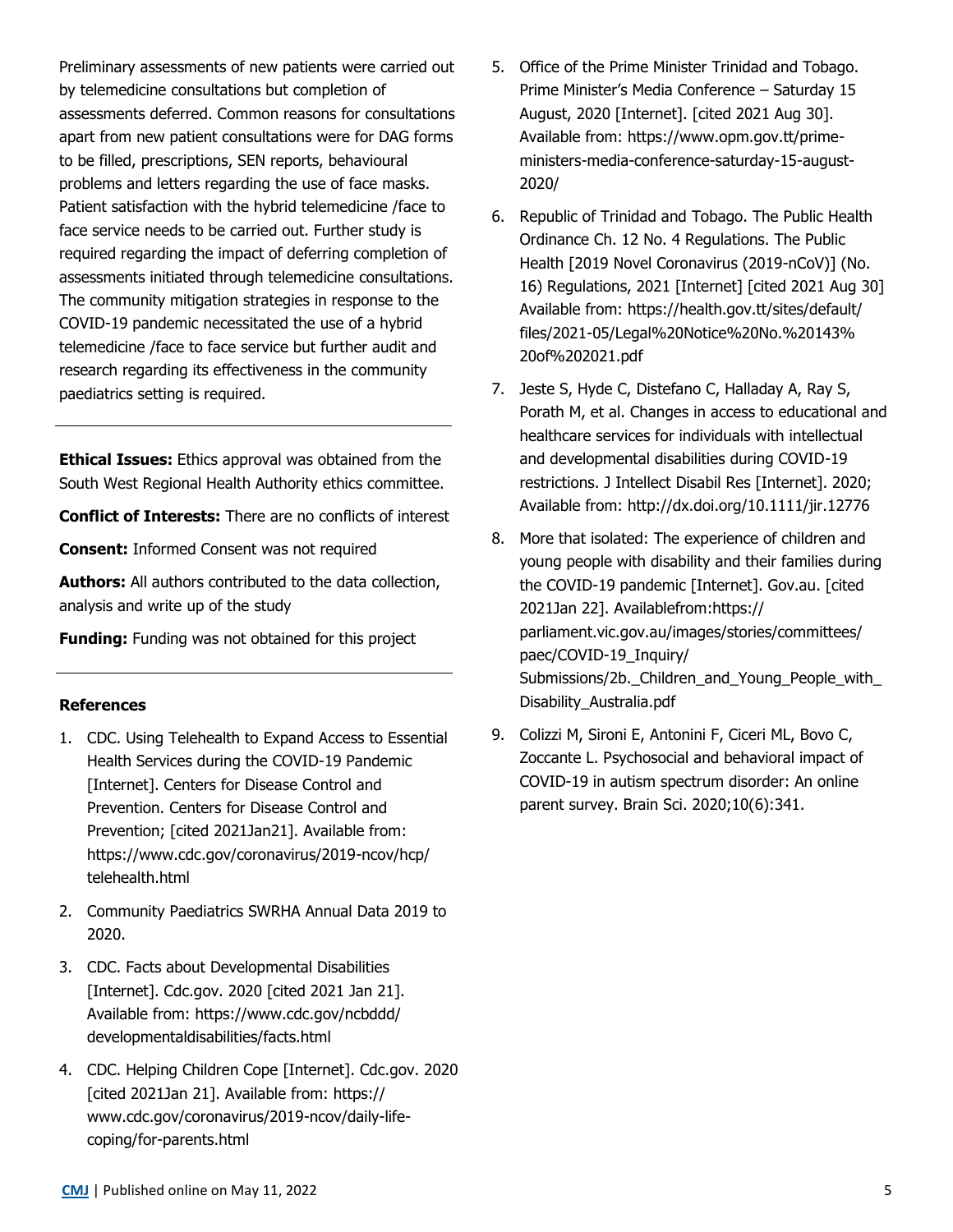Preliminary assessments of new patients were carried out by telemedicine consultations but completion of assessments deferred. Common reasons for consultations apart from new patient consultations were for DAG forms to be filled, prescriptions, SEN reports, behavioural problems and letters regarding the use of face masks. Patient satisfaction with the hybrid telemedicine /face to face service needs to be carried out. Further study is required regarding the impact of deferring completion of assessments initiated through telemedicine consultations. The community mitigation strategies in response to the COVID-19 pandemic necessitated the use of a hybrid telemedicine /face to face service but further audit and research regarding its effectiveness in the community paediatrics setting is required.

---

**Ethical Issues:** Ethics approval was obtained from the South West Regional Health Authority ethics committee.

**Conflict of Interests:** There are no conflicts of interest

**Consent:** Informed Consent was not required

**Authors:** All authors contributed to the data collection, analysis and write up of the study

**Funding:** Funding was not obtained for this project

---

**References**

1. CDC. Using Telehealth to Expand Access to Essential Health Services during the COVID-19 Pandemic [Internet]. Centers for Disease Control and Prevention. Centers for Disease Control and Prevention; [cited 2021Jan21]. Available from: https://www.cdc.gov/coronavirus/2019-ncov/hcp/telehealth.html
2. Community Paediatrics SWRHA Annual Data 2019 to 2020.
3. CDC. Facts about Developmental Disabilities [Internet]. Cdc.gov. 2020 [cited 2021 Jan 21]. Available from: https://www.cdc.gov/ncbddd/developmentaldisabilities/facts.html
4. CDC. Helping Children Cope [Internet]. Cdc.gov. 2020 [cited 2021Jan 21]. Available from: https://www.cdc.gov/coronavirus/2019-ncov/daily-life-coping/for-parents.html
5. Office of the Prime Minister Trinidad and Tobago. Prime Minister's Media Conference – Saturday 15 August, 2020 [Internet]. [cited 2021 Aug 30]. Available from: https://www.opm.gov.tt/prime-ministers-media-conference-saturday-15-august-2020/
6. Republic of Trinidad and Tobago. The Public Health Ordinance Ch. 12 No. 4 Regulations. The Public Health [2019 Novel Coronavirus (2019-nCoV)] (No. 16) Regulations, 2021 [Internet] [cited 2021 Aug 30] Available from: https://health.gov.tt/sites/default/files/2021-05/Legal%20Notice%20No.%20143%20of%202021.pdf
7. Jeste S, Hyde C, Distefano C, Halladay A, Ray S, Porath M, et al. Changes in access to educational and healthcare services for individuals with intellectual and developmental disabilities during COVID-19 restrictions. J Intellect Disabil Res [Internet]. 2020; Available from: http://dx.doi.org/10.1111/jir.12776
8. More that isolated: The experience of children and young people with disability and their families during the COVID-19 pandemic [Internet]. Gov.au. [cited 2021Jan 22]. Availablefrom:https://parliament.vic.gov.au/images/stories/committees/paec/COVID-19_Inquiry/Submissions/2b._Children_and_Young_People_with_Disability_Australia.pdf
9. Colizzi M, Sironi E, Antonini F, Ciceri ML, Bovo C, Zoccante L. Psychosocial and behavioral impact of COVID-19 in autism spectrum disorder: An online parent survey. Brain Sci. 2020;10(6):341.